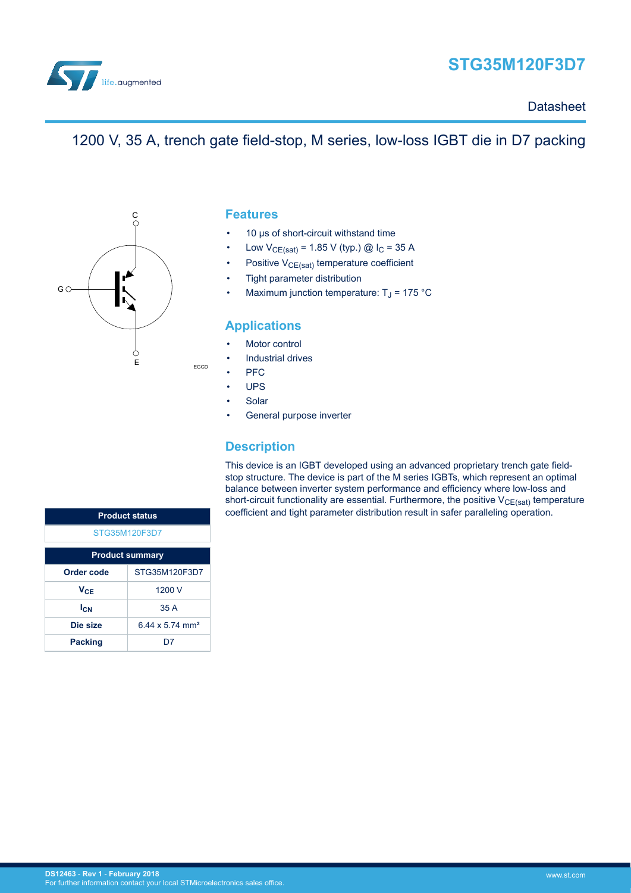# STG35M120F3D7

Datasheet

## 1200 V, 35 A, trench gate field-stop, M series, low-loss IGBT die in D7 packing

### Features

- 10 µs of short-circuit withstand time
- Low $V_{CE(sat)}$ = 1.85 V (typ.) @ $I_C$ = 35 A
- Positive $V_{CE(sat)}$ temperature coefficient
- Tight parameter distribution
- Maximum junction temperature: $T_J$ = 175 °C

### Applications

- Motor control
- Industrial drives
- PFC
- UPS
- Solar
- General purpose inverter

### Description

This device is an IGBT developed using an advanced proprietary trench gate field-stop structure. The device is part of the M series IGBTs, which represent an optimal balance between inverter system performance and efficiency where low-loss and short-circuit functionality are essential. Furthermore, the positive $V_{CE(sat)}$ temperature coefficient and tight parameter distribution result in safer paralleling operation.

| Product status |
| --- |
| STG35M120F3D7 |

| Product summary | |
| --- | --- |
| **Order code** | STG35M120F3D7 |
| **$V_{CE}$** | 1200 V |
| **$I_{CN}$** | 35 A |
| **Die size** | 6.44 x 5.74 mm² |
| **Packing** | D7 |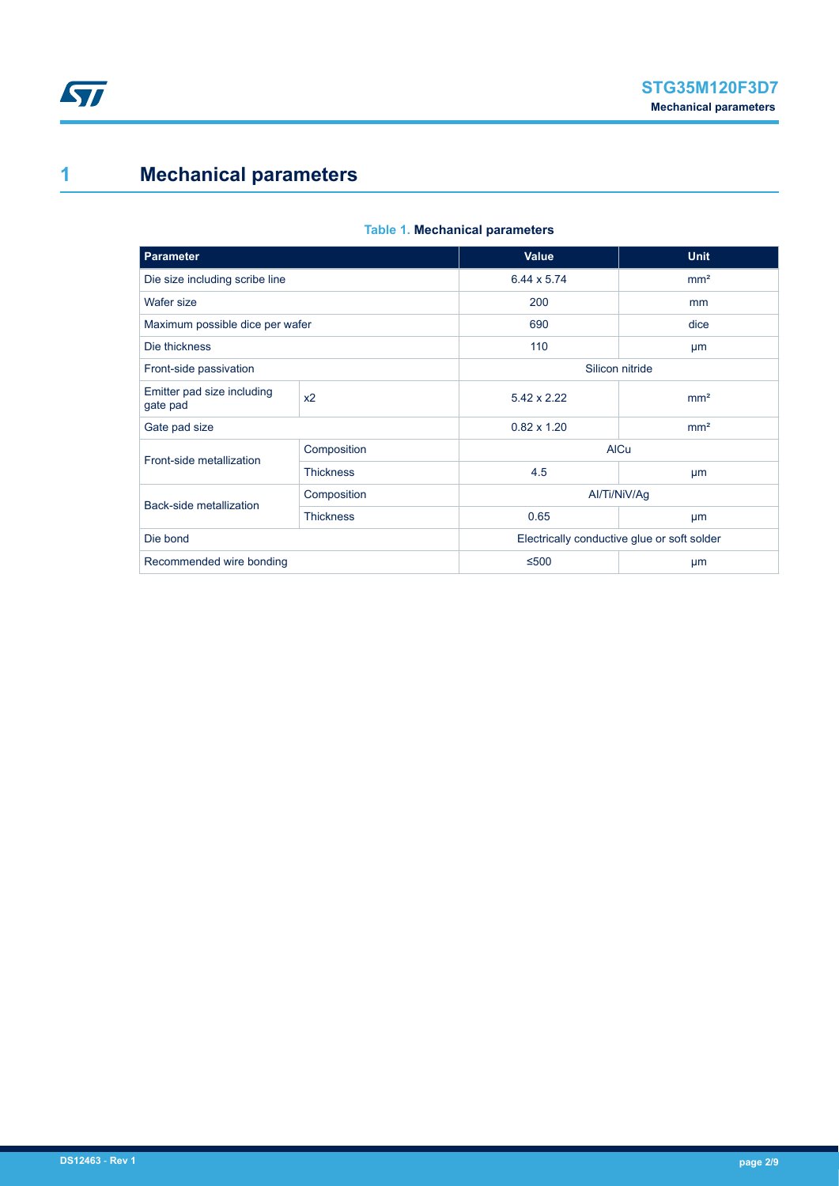# 1 Mechanical parameters

**Table 1. Mechanical parameters**

| Parameter | | Value | Unit |
| --- | --- | --- | --- |
| Die size including scribe line | | 6.44 x 5.74 | mm² |
| Wafer size | | 200 | mm |
| Maximum possible dice per wafer | | 690 | dice |
| Die thickness | | 110 | µm |
| Front-side passivation | | Silicon nitride | |
| Emitter pad size including gate pad | x2 | 5.42 x 2.22 | mm² |
| Gate pad size | | 0.82 x 1.20 | mm² |
| Front-side metallization | Composition | AlCu | |
| | Thickness | 4.5 | µm |
| Back-side metallization | Composition | Al/Ti/NiV/Ag | |
| | Thickness | 0.65 | µm |
| Die bond | | Electrically conductive glue or soft solder | |
| Recommended wire bonding | | ≤500 | µm |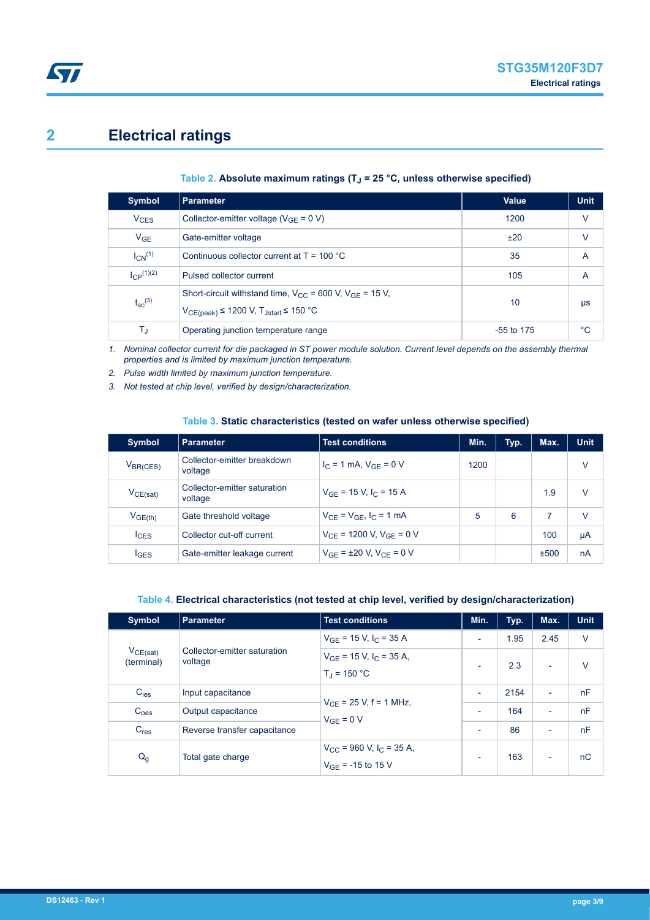## 2 Electrical ratings

**Table 2. Absolute maximum ratings ($T_J$ = 25 °C, unless otherwise specified)**

| Symbol | Parameter | Value | Unit |
|---|---|---|---|
| $V_{CES}$ | Collector-emitter voltage ($V_{GE}$ = 0 V) | 1200 | V |
| $V_{GE}$ | Gate-emitter voltage | ±20 | V |
| $I_{CN}$ [(1)] | Continuous collector current at T = 100 °C | 35 | A |
| $I_{CP}$ [(1)(2)] | Pulsed collector current | 105 | A |
| $t_{sc}$ [(3)] | Short-circuit withstand time, $V_{CC}$ = 600 V, $V_{GE}$ = 15 V, $V_{CE(peak)}$ ≤ 1200 V, $T_{Jstart}$ ≤ 150 °C | 10 | µs |
| $T_J$ | Operating junction temperature range | -55 to 175 | °C |

1. *Nominal collector current for die packaged in ST power module solution. Current level depends on the assembly thermal properties and is limited by maximum junction temperature.*
2. *Pulse width limited by maximum junction temperature.*
3. *Not tested at chip level, verified by design/characterization.*

**Table 3. Static characteristics (tested on wafer unless otherwise specified)**

| Symbol | Parameter | Test conditions | Min. | Typ. | Max. | Unit |
|---|---|---|---|---|---|---|
| $V_{BR(CES)}$ | Collector-emitter breakdown voltage | $I_C$ = 1 mA, $V_{GE}$ = 0 V | 1200 | | | V |
| $V_{CE(sat)}$ | Collector-emitter saturation voltage | $V_{GE}$ = 15 V, $I_C$ = 15 A | | | 1.9 | V |
| $V_{GE(th)}$ | Gate threshold voltage | $V_{CE}$ = $V_{GE}$, $I_C$ = 1 mA | 5 | 6 | 7 | V |
| $I_{CES}$ | Collector cut-off current | $V_{CE}$ = 1200 V, $V_{GE}$ = 0 V | | | 100 | µA |
| $I_{GES}$ | Gate-emitter leakage current | $V_{GE}$ = ±20 V, $V_{CE}$ = 0 V | | | ±500 | nA |

**Table 4. Electrical characteristics (not tested at chip level, verified by design/characterization)**

| Symbol | Parameter | Test conditions | Min. | Typ. | Max. | Unit |
|---|---|---|---|---|---|---|
| $V_{CE(sat)}$ (terminal) | Collector-emitter saturation voltage | $V_{GE}$ = 15 V, $I_C$ = 35 A | - | 1.95 | 2.45 | V |
| | | $V_{GE}$ = 15 V, $I_C$ = 35 A, $T_J$ = 150 °C | - | 2.3 | - | V |
| $C_{ies}$ | Input capacitance | $V_{CE}$ = 25 V, f = 1 MHz, $V_{GE}$ = 0 V | - | 2154 | - | nF |
| $C_{oes}$ | Output capacitance | | - | 164 | - | nF |
| $C_{res}$ | Reverse transfer capacitance | | - | 86 | - | nF |
| $Q_g$ | Total gate charge | $V_{CC}$ = 960 V, $I_C$ = 35 A, $V_{GE}$ = -15 to 15 V | - | 163 | - | nC |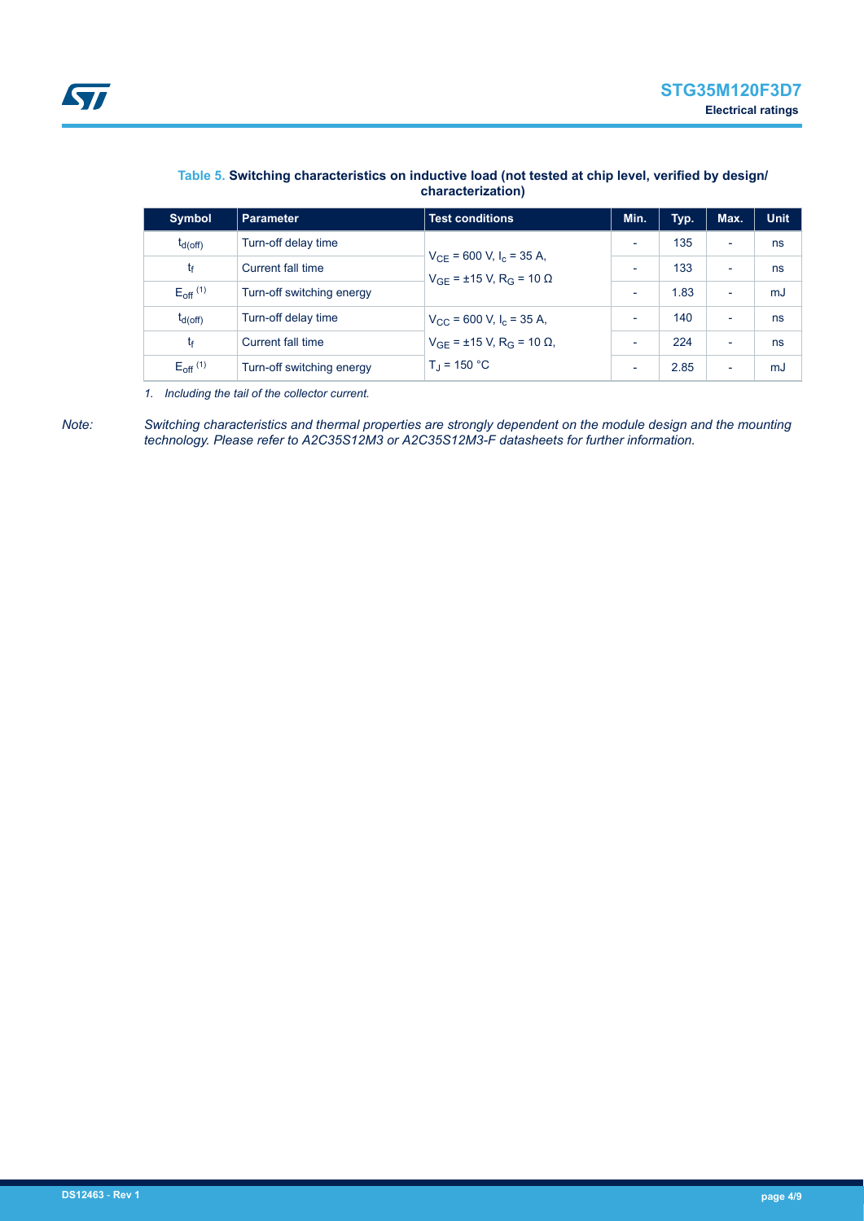**Table 5. Switching characteristics on inductive load (not tested at chip level, verified by design/ characterization)**

| Symbol | Parameter | Test conditions | Min. | Typ. | Max. | Unit |
|---|---|---|---|---|---|---|
| $t_{d(off)}$ | Turn-off delay time | $V_{CE}$ = 600 V, $I_c$ = 35 A, $V_{GE}$ = ±15 V, $R_G$ = 10 Ω | - | 135 | - | ns |
| $t_f$ | Current fall time | | - | 133 | - | ns |
| $E_{off}$ (1) | Turn-off switching energy | | - | 1.83 | - | mJ |
| $t_{d(off)}$ | Turn-off delay time | $V_{CC}$ = 600 V, $I_c$ = 35 A, $V_{GE}$ = ±15 V, $R_G$ = 10 Ω, $T_J$ = 150 °C | - | 140 | - | ns |
| $t_f$ | Current fall time | | - | 224 | - | ns |
| $E_{off}$ (1) | Turn-off switching energy | | - | 2.85 | - | mJ |

*1. Including the tail of the collector current.*

*Note: Switching characteristics and thermal properties are strongly dependent on the module design and the mounting technology. Please refer to A2C35S12M3 or A2C35S12M3-F datasheets for further information.*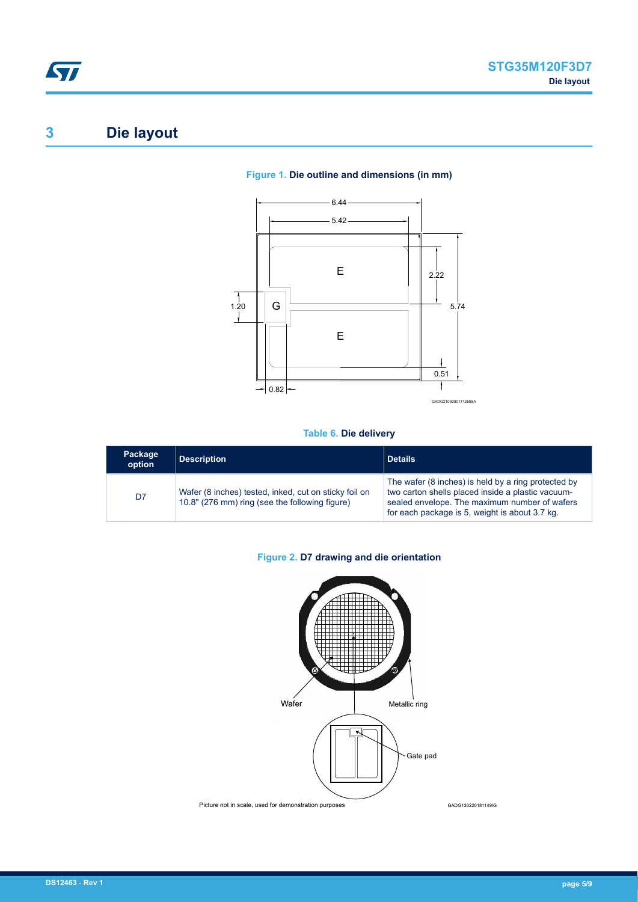# 3 Die layout

**Figure 1. Die outline and dimensions (in mm)**

**Table 6. Die delivery**

| Package option | Description | Details |
|---|---|---|
| D7 | Wafer (8 inches) tested, inked, cut on sticky foil on 10.8" (276 mm) ring (see the following figure) | The wafer (8 inches) is held by a ring protected by two carton shells placed inside a plastic vacuum-sealed envelope. The maximum number of wafers for each package is 5, weight is about 3.7 kg. |

**Figure 2. D7 drawing and die orientation**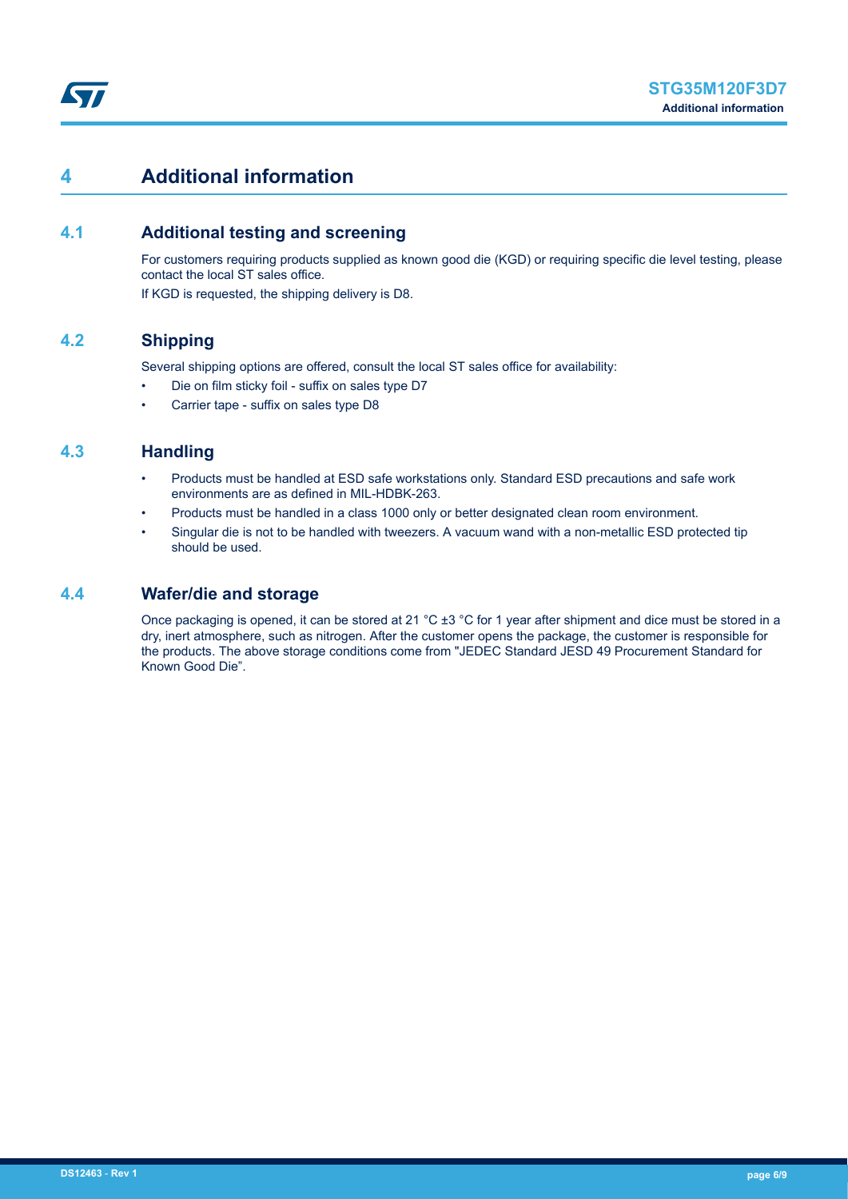# 4 Additional information

## 4.1 Additional testing and screening

For customers requiring products supplied as known good die (KGD) or requiring specific die level testing, please contact the local ST sales office.

If KGD is requested, the shipping delivery is D8.

## 4.2 Shipping

Several shipping options are offered, consult the local ST sales office for availability:

- Die on film sticky foil - suffix on sales type D7
- Carrier tape - suffix on sales type D8

## 4.3 Handling

- Products must be handled at ESD safe workstations only. Standard ESD precautions and safe work environments are as defined in MIL-HDBK-263.
- Products must be handled in a class 1000 only or better designated clean room environment.
- Singular die is not to be handled with tweezers. A vacuum wand with a non-metallic ESD protected tip should be used.

## 4.4 Wafer/die and storage

Once packaging is opened, it can be stored at 21 °C ±3 °C for 1 year after shipment and dice must be stored in a dry, inert atmosphere, such as nitrogen. After the customer opens the package, the customer is responsible for the products. The above storage conditions come from "JEDEC Standard JESD 49 Procurement Standard for Known Good Die".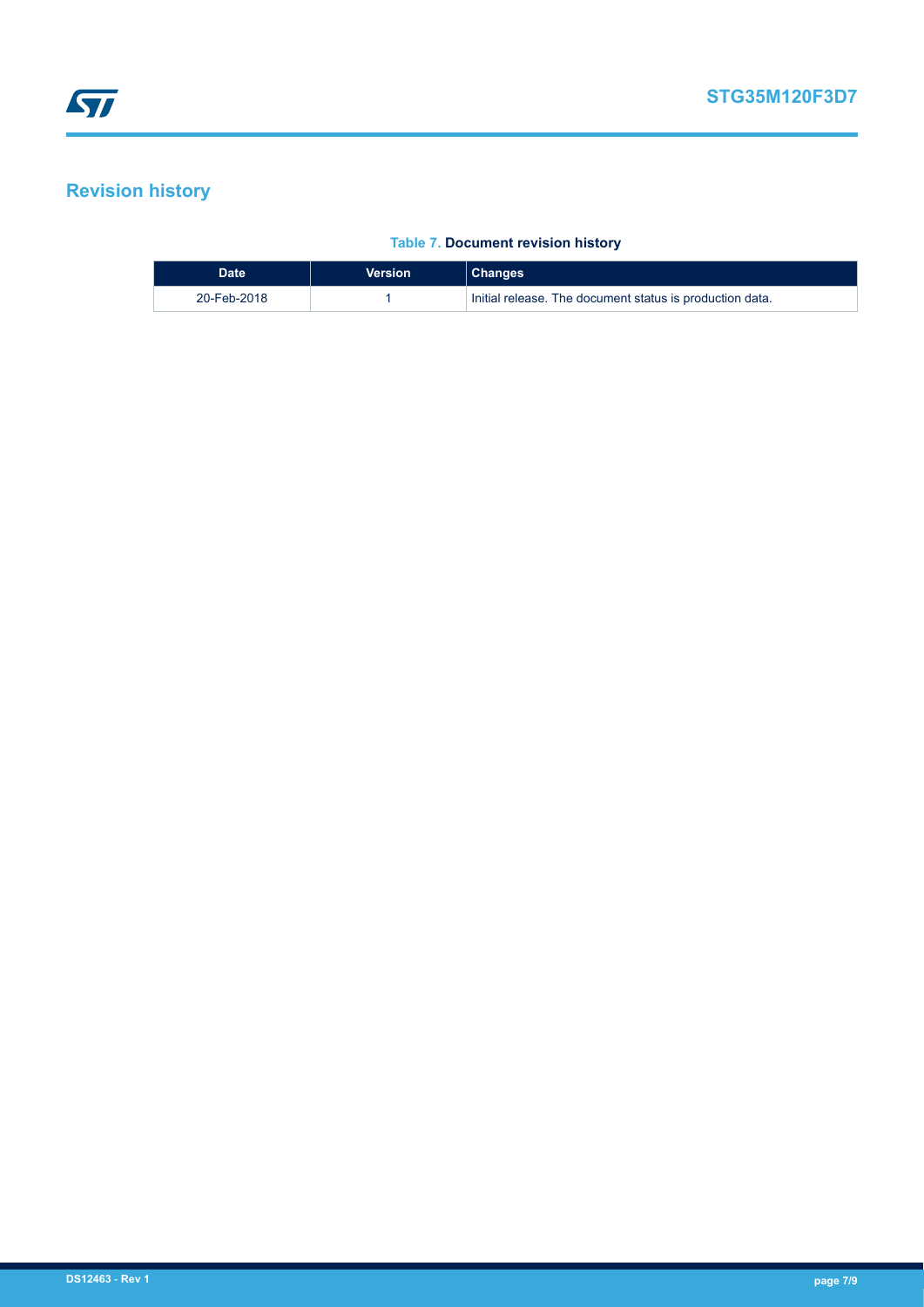# Revision history

Table 7. **Document revision history**

| Date | Version | Changes |
| --- | --- | --- |
| 20-Feb-2018 | 1 | Initial release. The document status is production data. |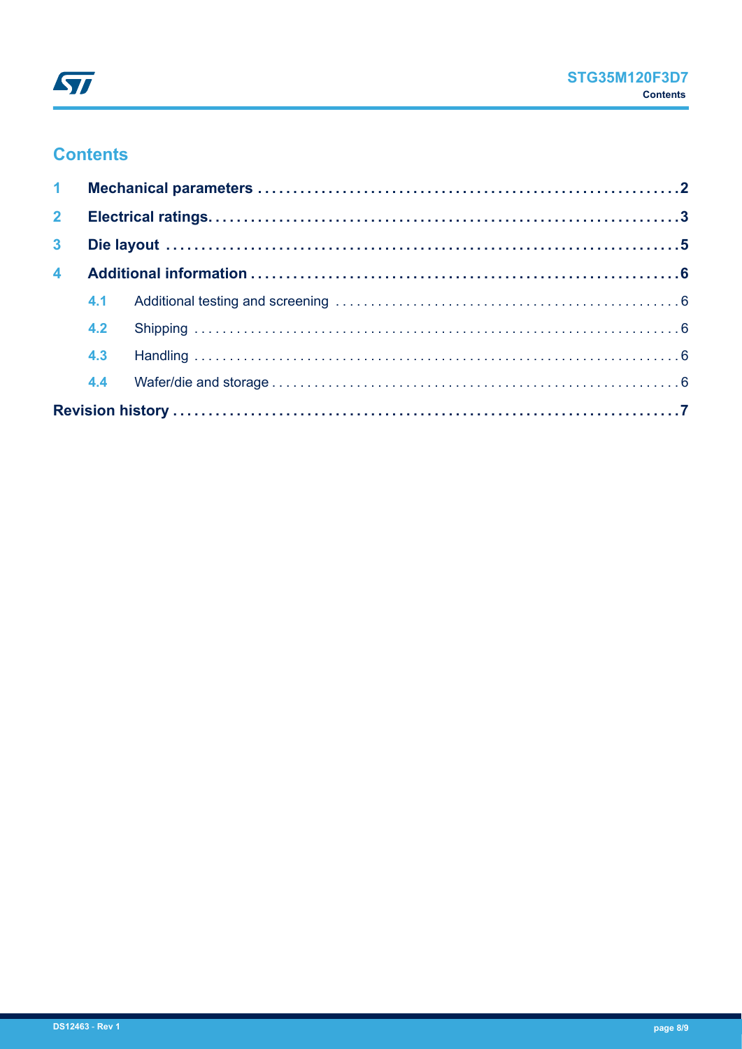# Contents

**1 Mechanical parameters** ........................................................ **2**

**2 Electrical ratings** ........................................................ **3**

**3 Die layout** ........................................................ **5**

**4 Additional information** ........................................................ **6**

- 4.1 Additional testing and screening ........................................................ 6
- 4.2 Shipping ........................................................ 6
- 4.3 Handling ........................................................ 6
- 4.4 Wafer/die and storage ........................................................ 6

**Revision history** ........................................................ **7**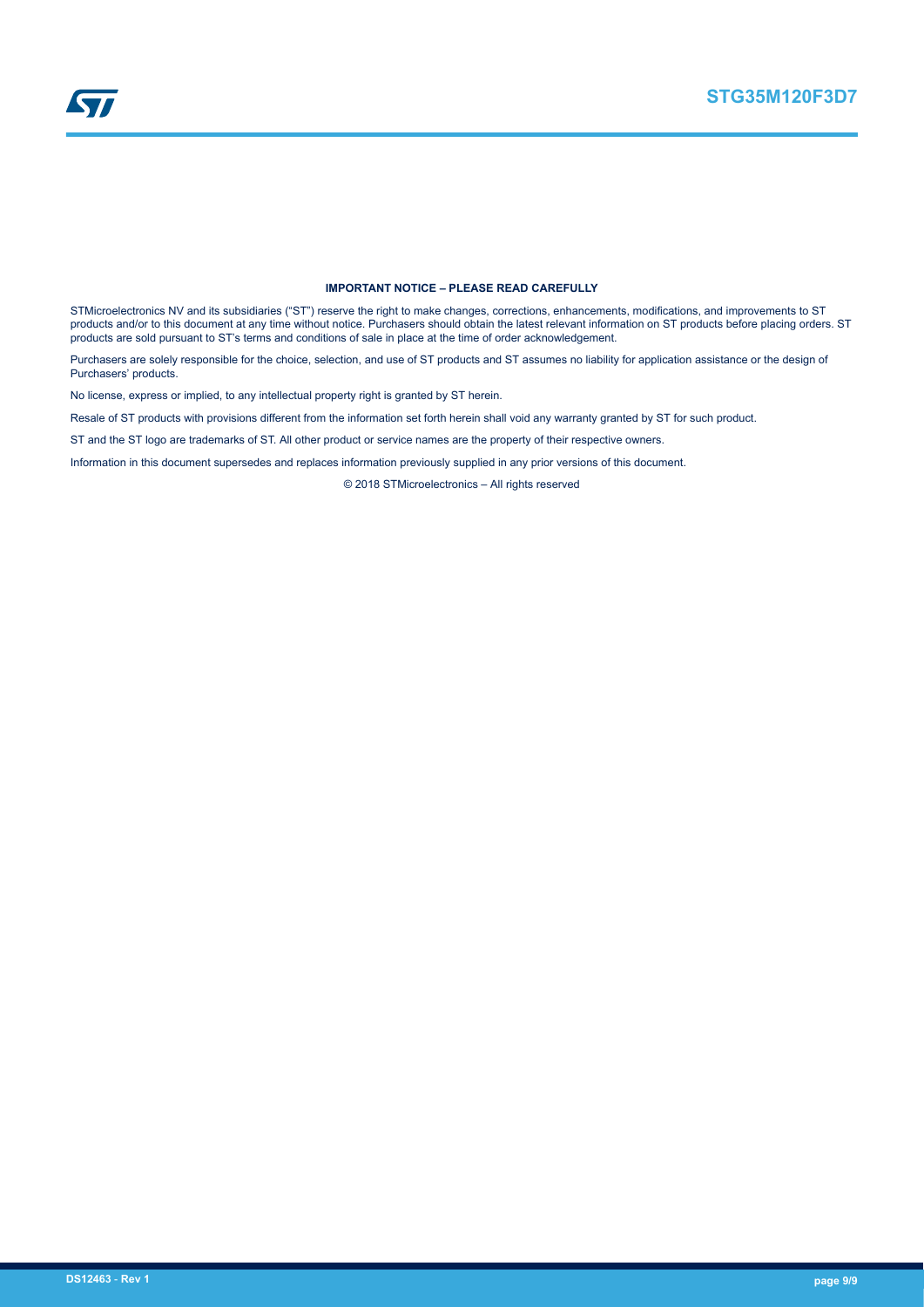**IMPORTANT NOTICE – PLEASE READ CAREFULLY**

STMicroelectronics NV and its subsidiaries ("ST") reserve the right to make changes, corrections, enhancements, modifications, and improvements to ST products and/or to this document at any time without notice. Purchasers should obtain the latest relevant information on ST products before placing orders. ST products are sold pursuant to ST's terms and conditions of sale in place at the time of order acknowledgement.

Purchasers are solely responsible for the choice, selection, and use of ST products and ST assumes no liability for application assistance or the design of Purchasers' products.

No license, express or implied, to any intellectual property right is granted by ST herein.

Resale of ST products with provisions different from the information set forth herein shall void any warranty granted by ST for such product.

ST and the ST logo are trademarks of ST. All other product or service names are the property of their respective owners.

Information in this document supersedes and replaces information previously supplied in any prior versions of this document.

© 2018 STMicroelectronics – All rights reserved